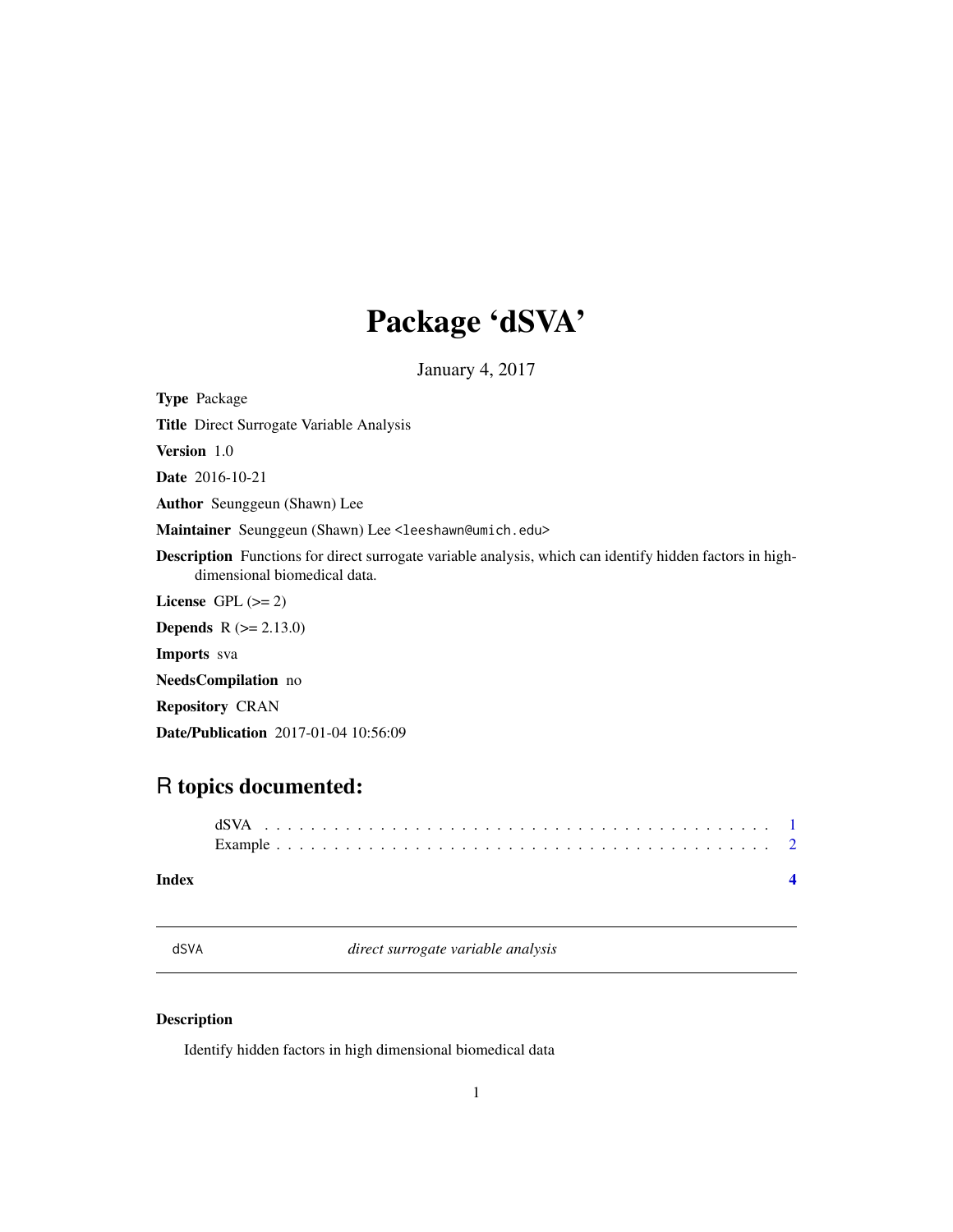# Package 'dSVA'

January 4, 2017

**Type** Package

**Title** Direct Surrogate Variable Analysis

**Version** 1.0

**Date** 2016-10-21

**Author** Seunggeun (Shawn) Lee

**Maintainer** Seunggeun (Shawn) Lee <leeshawn@umich.edu>

**Description** Functions for direct surrogate variable analysis, which can identify hidden factors in high-dimensional biomedical data.

**License** GPL (>= 2)

**Depends** R (>= 2.13.0)

**Imports** sva

**NeedsCompilation** no

**Repository** CRAN

**Date/Publication** 2017-01-04 10:56:09

## R topics documented:

dSVA . . . . . . . . . . . . . . . . . . . . . . . . . . . . . . . . . . . . . . . . . . . 1
Example . . . . . . . . . . . . . . . . . . . . . . . . . . . . . . . . . . . . . . . . . 2

**Index** **4**

---

`dSVA` *direct surrogate variable analysis*

---

### Description

Identify hidden factors in high dimensional biomedical data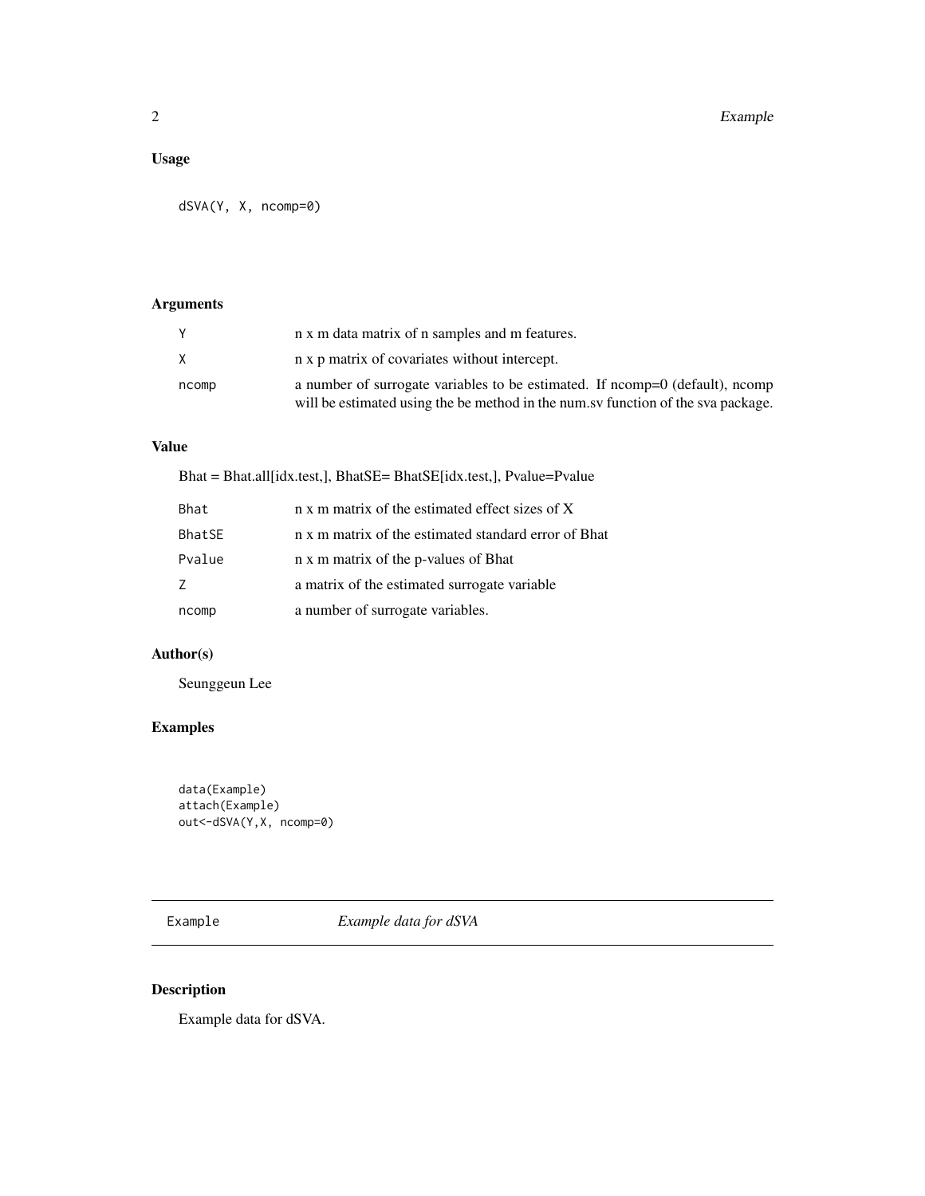### Usage

```
dSVA(Y, X, ncomp=0)
```

### Arguments

| | |
|---|---|
| Y | n x m data matrix of n samples and m features. |
| X | n x p matrix of covariates without intercept. |
| ncomp | a number of surrogate variables to be estimated. If ncomp=0 (default), ncomp will be estimated using the be method in the num.sv function of the sva package. |

### Value

Bhat = Bhat.all[idx.test,], BhatSE= BhatSE[idx.test,], Pvalue=Pvalue

| | |
|---|---|
| Bhat | n x m matrix of the estimated effect sizes of X |
| BhatSE | n x m matrix of the estimated standard error of Bhat |
| Pvalue | n x m matrix of the p-values of Bhat |
| Z | a matrix of the estimated surrogate variable |
| ncomp | a number of surrogate variables. |

### Author(s)

Seunggeun Lee

### Examples

```
data(Example)
attach(Example)
out<-dSVA(Y,X, ncomp=0)
```

---

## Example *Example data for dSVA*

### Description

Example data for dSVA.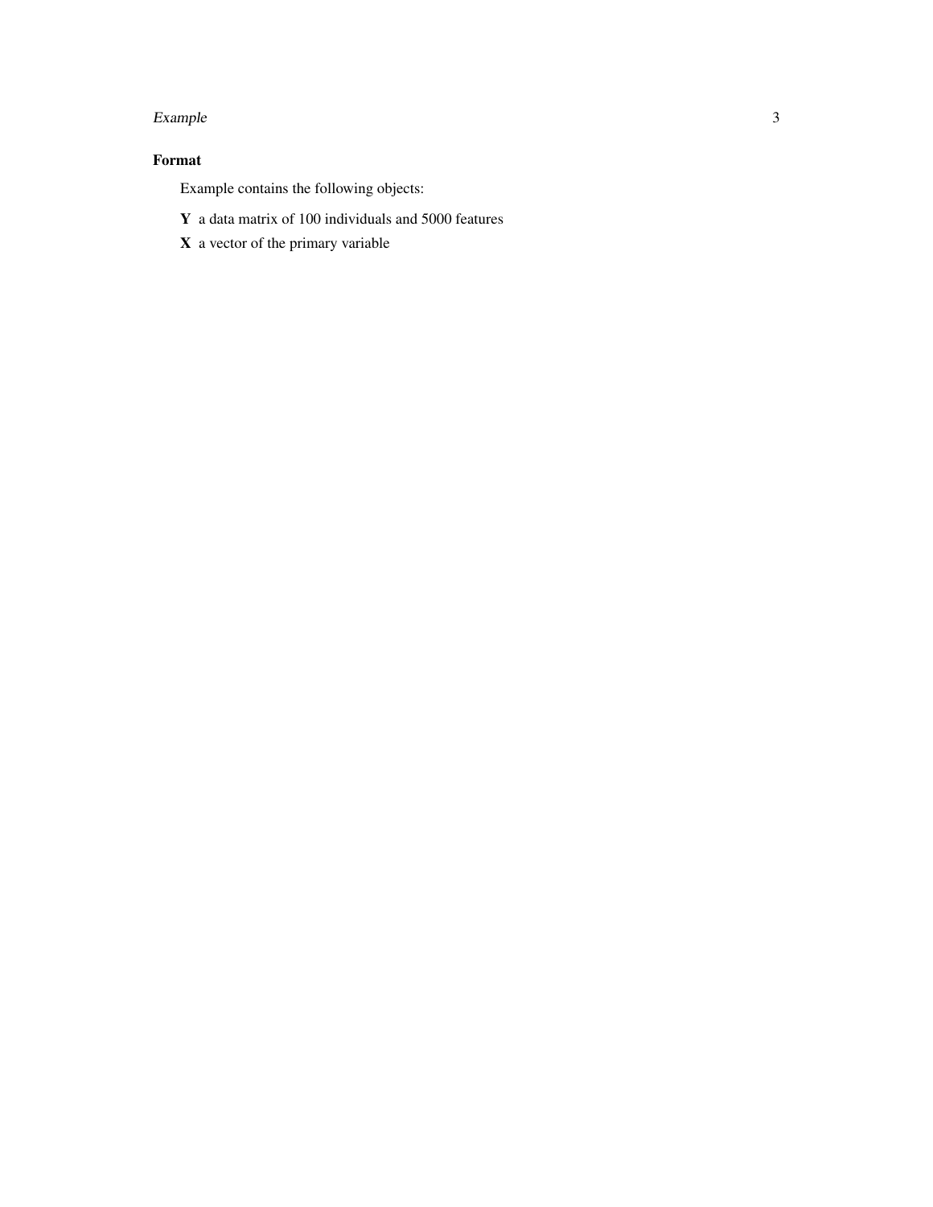### Format

Example contains the following objects:

**Y** a data matrix of 100 individuals and 5000 features

**X** a vector of the primary variable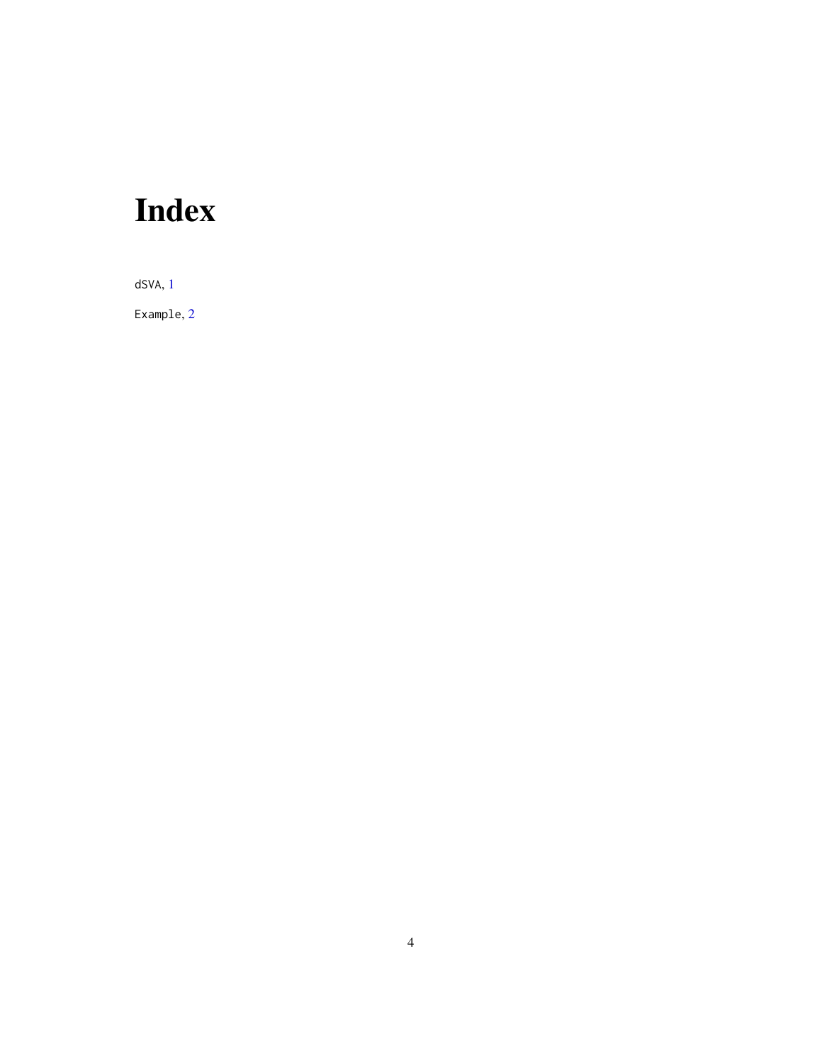# Index

dSVA, 1

Example, 2